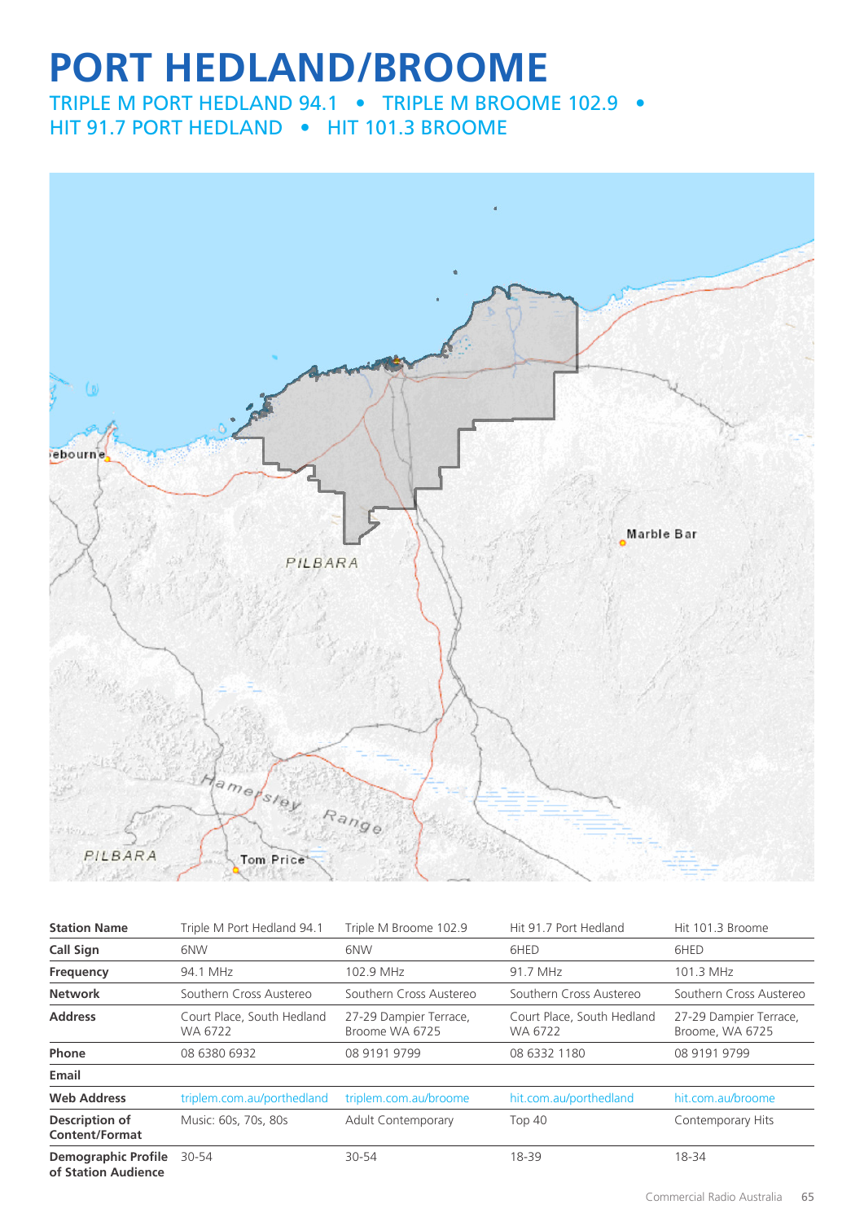# PORT HEDLAND/BROOME

## TRIPLE M PORT HEDLAND 94.1 • TRIPLE M BROOME 102.9 • HIT 91.7 PORT HEDLAND • HIT 101.3 BROOME

| Station Name | Triple M Port Hedland 94.1 | Triple M Broome 102.9 | Hit 91.7 Port Hedland | Hit 101.3 Broome |
|---|---|---|---|---|
| **Call Sign** | 6NW | 6NW | 6HED | 6HED |
| **Frequency** | 94.1 MHz | 102.9 MHz | 91.7 MHz | 101.3 MHz |
| **Network** | Southern Cross Austereo | Southern Cross Austereo | Southern Cross Austereo | Southern Cross Austereo |
| **Address** | Court Place, South Hedland WA 6722 | 27-29 Dampier Terrace, Broome WA 6725 | Court Place, South Hedland WA 6722 | 27-29 Dampier Terrace, Broome, WA 6725 |
| **Phone** | 08 6380 6932 | 08 9191 9799 | 08 6332 1180 | 08 9191 9799 |
| **Email** | | | | |
| **Web Address** | triplem.com.au/porthedland | triplem.com.au/broome | hit.com.au/porthedland | hit.com.au/broome |
| **Description of Content/Format** | Music: 60s, 70s, 80s | Adult Contemporary | Top 40 | Contemporary Hits |
| **Demographic Profile of Station Audience** | 30-54 | 30-54 | 18-39 | 18-34 |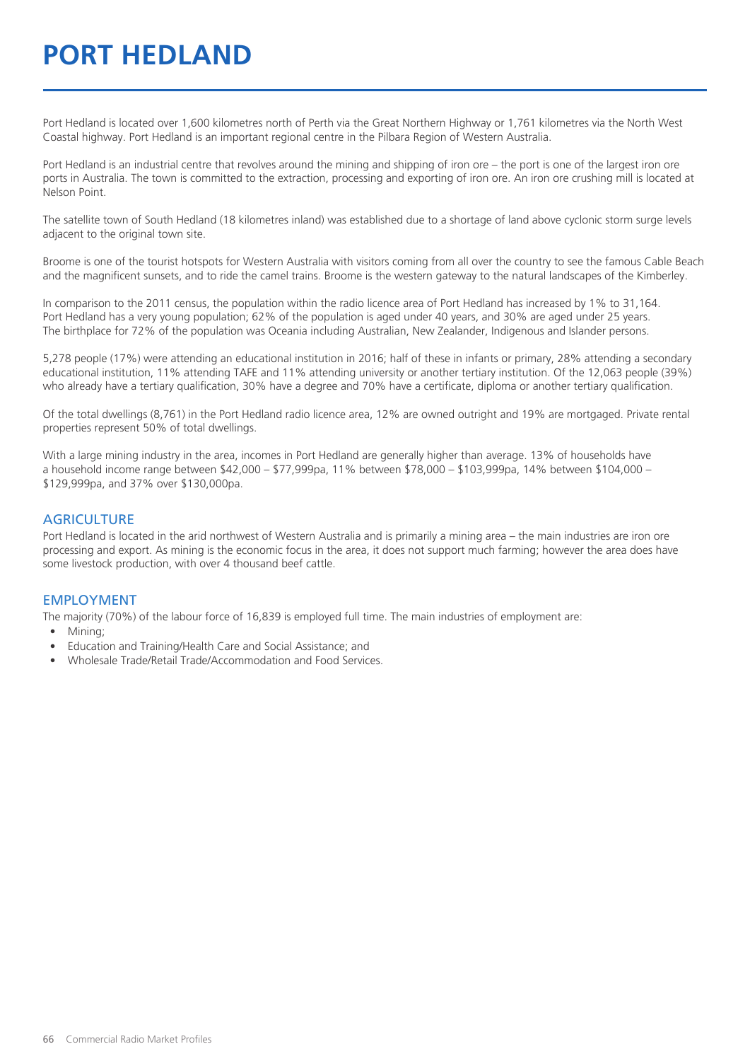# PORT HEDLAND

Port Hedland is located over 1,600 kilometres north of Perth via the Great Northern Highway or 1,761 kilometres via the North West Coastal highway. Port Hedland is an important regional centre in the Pilbara Region of Western Australia.

Port Hedland is an industrial centre that revolves around the mining and shipping of iron ore – the port is one of the largest iron ore ports in Australia. The town is committed to the extraction, processing and exporting of iron ore. An iron ore crushing mill is located at Nelson Point.

The satellite town of South Hedland (18 kilometres inland) was established due to a shortage of land above cyclonic storm surge levels adjacent to the original town site.

Broome is one of the tourist hotspots for Western Australia with visitors coming from all over the country to see the famous Cable Beach and the magnificent sunsets, and to ride the camel trains. Broome is the western gateway to the natural landscapes of the Kimberley.

In comparison to the 2011 census, the population within the radio licence area of Port Hedland has increased by 1% to 31,164. Port Hedland has a very young population; 62% of the population is aged under 40 years, and 30% are aged under 25 years. The birthplace for 72% of the population was Oceania including Australian, New Zealander, Indigenous and Islander persons.

5,278 people (17%) were attending an educational institution in 2016; half of these in infants or primary, 28% attending a secondary educational institution, 11% attending TAFE and 11% attending university or another tertiary institution. Of the 12,063 people (39%) who already have a tertiary qualification, 30% have a degree and 70% have a certificate, diploma or another tertiary qualification.

Of the total dwellings (8,761) in the Port Hedland radio licence area, 12% are owned outright and 19% are mortgaged. Private rental properties represent 50% of total dwellings.

With a large mining industry in the area, incomes in Port Hedland are generally higher than average. 13% of households have a household income range between $42,000 – $77,999pa, 11% between $78,000 – $103,999pa, 14% between $104,000 – $129,999pa, and 37% over $130,000pa.

## AGRICULTURE

Port Hedland is located in the arid northwest of Western Australia and is primarily a mining area – the main industries are iron ore processing and export. As mining is the economic focus in the area, it does not support much farming; however the area does have some livestock production, with over 4 thousand beef cattle.

## EMPLOYMENT

The majority (70%) of the labour force of 16,839 is employed full time. The main industries of employment are:

- Mining;
- Education and Training/Health Care and Social Assistance; and
- Wholesale Trade/Retail Trade/Accommodation and Food Services.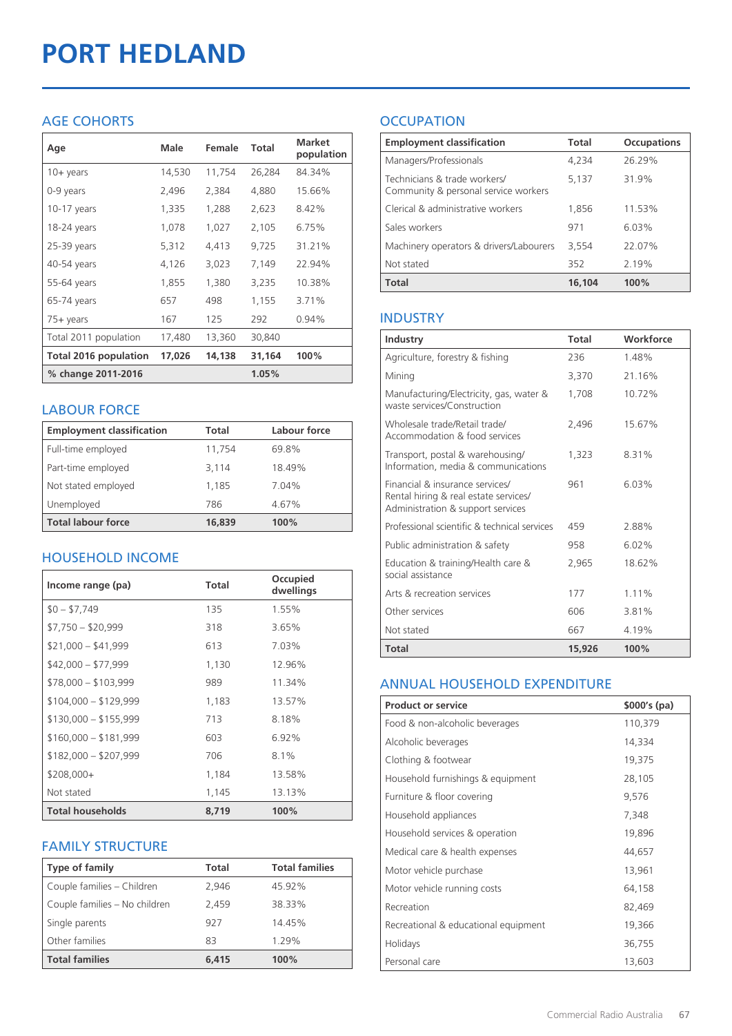# PORT HEDLAND

## AGE COHORTS

| Age | Male | Female | Total | Market population |
|---|---|---|---|---|
| 10+ years | 14,530 | 11,754 | 26,284 | 84.34% |
| 0-9 years | 2,496 | 2,384 | 4,880 | 15.66% |
| 10-17 years | 1,335 | 1,288 | 2,623 | 8.42% |
| 18-24 years | 1,078 | 1,027 | 2,105 | 6.75% |
| 25-39 years | 5,312 | 4,413 | 9,725 | 31.21% |
| 40-54 years | 4,126 | 3,023 | 7,149 | 22.94% |
| 55-64 years | 1,855 | 1,380 | 3,235 | 10.38% |
| 65-74 years | 657 | 498 | 1,155 | 3.71% |
| 75+ years | 167 | 125 | 292 | 0.94% |
| Total 2011 population | 17,480 | 13,360 | 30,840 | |
| **Total 2016 population** | **17,026** | **14,138** | **31,164** | **100%** |
| **% change 2011-2016** | | | **1.05%** | |

## LABOUR FORCE

| Employment classification | Total | Labour force |
|---|---|---|
| Full-time employed | 11,754 | 69.8% |
| Part-time employed | 3,114 | 18.49% |
| Not stated employed | 1,185 | 7.04% |
| Unemployed | 786 | 4.67% |
| **Total labour force** | **16,839** | **100%** |

## HOUSEHOLD INCOME

| Income range (pa) | Total | Occupied dwellings |
|---|---|---|
| $0 – $7,749 | 135 | 1.55% |
| $7,750 – $20,999 | 318 | 3.65% |
| $21,000 – $41,999 | 613 | 7.03% |
| $42,000 – $77,999 | 1,130 | 12.96% |
| $78,000 – $103,999 | 989 | 11.34% |
| $104,000 – $129,999 | 1,183 | 13.57% |
| $130,000 – $155,999 | 713 | 8.18% |
| $160,000 – $181,999 | 603 | 6.92% |
| $182,000 – $207,999 | 706 | 8.1% |
| $208,000+ | 1,184 | 13.58% |
| Not stated | 1,145 | 13.13% |
| **Total households** | **8,719** | **100%** |

## FAMILY STRUCTURE

| Type of family | Total | Total families |
|---|---|---|
| Couple families – Children | 2,946 | 45.92% |
| Couple families – No children | 2,459 | 38.33% |
| Single parents | 927 | 14.45% |
| Other families | 83 | 1.29% |
| **Total families** | **6,415** | **100%** |

## OCCUPATION

| Employment classification | Total | Occupations |
|---|---|---|
| Managers/Professionals | 4,234 | 26.29% |
| Technicians & trade workers/ Community & personal service workers | 5,137 | 31.9% |
| Clerical & administrative workers | 1,856 | 11.53% |
| Sales workers | 971 | 6.03% |
| Machinery operators & drivers/Labourers | 3,554 | 22.07% |
| Not stated | 352 | 2.19% |
| **Total** | **16,104** | **100%** |

## INDUSTRY

| Industry | Total | Workforce |
|---|---|---|
| Agriculture, forestry & fishing | 236 | 1.48% |
| Mining | 3,370 | 21.16% |
| Manufacturing/Electricity, gas, water & waste services/Construction | 1,708 | 10.72% |
| Wholesale trade/Retail trade/ Accommodation & food services | 2,496 | 15.67% |
| Transport, postal & warehousing/ Information, media & communications | 1,323 | 8.31% |
| Financial & insurance services/ Rental hiring & real estate services/ Administration & support services | 961 | 6.03% |
| Professional scientific & technical services | 459 | 2.88% |
| Public administration & safety | 958 | 6.02% |
| Education & training/Health care & social assistance | 2,965 | 18.62% |
| Arts & recreation services | 177 | 1.11% |
| Other services | 606 | 3.81% |
| Not stated | 667 | 4.19% |
| **Total** | **15,926** | **100%** |

## ANNUAL HOUSEHOLD EXPENDITURE

| Product or service | $000's (pa) |
|---|---|
| Food & non-alcoholic beverages | 110,379 |
| Alcoholic beverages | 14,334 |
| Clothing & footwear | 19,375 |
| Household furnishings & equipment | 28,105 |
| Furniture & floor covering | 9,576 |
| Household appliances | 7,348 |
| Household services & operation | 19,896 |
| Medical care & health expenses | 44,657 |
| Motor vehicle purchase | 13,961 |
| Motor vehicle running costs | 64,158 |
| Recreation | 82,469 |
| Recreational & educational equipment | 19,366 |
| Holidays | 36,755 |
| Personal care | 13,603 |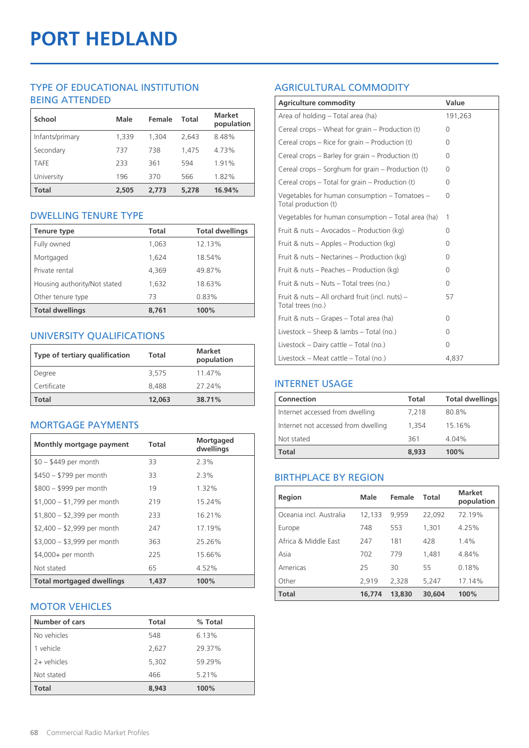# PORT HEDLAND

## TYPE OF EDUCATIONAL INSTITUTION BEING ATTENDED

| School | Male | Female | Total | Market population |
|---|---|---|---|---|
| Infants/primary | 1,339 | 1,304 | 2,643 | 8.48% |
| Secondary | 737 | 738 | 1,475 | 4.73% |
| TAFE | 233 | 361 | 594 | 1.91% |
| University | 196 | 370 | 566 | 1.82% |
| **Total** | **2,505** | **2,773** | **5,278** | **16.94%** |

## DWELLING TENURE TYPE

| Tenure type | Total | Total dwellings |
|---|---|---|
| Fully owned | 1,063 | 12.13% |
| Mortgaged | 1,624 | 18.54% |
| Private rental | 4,369 | 49.87% |
| Housing authority/Not stated | 1,632 | 18.63% |
| Other tenure type | 73 | 0.83% |
| **Total dwellings** | **8,761** | **100%** |

## UNIVERSITY QUALIFICATIONS

| Type of tertiary qualification | Total | Market population |
|---|---|---|
| Degree | 3,575 | 11.47% |
| Certificate | 8,488 | 27.24% |
| **Total** | **12,063** | **38.71%** |

## MORTGAGE PAYMENTS

| Monthly mortgage payment | Total | Mortgaged dwellings |
|---|---|---|
| $0 – $449 per month | 33 | 2.3% |
| $450 – $799 per month | 33 | 2.3% |
| $800 – $999 per month | 19 | 1.32% |
| $1,000 – $1,799 per month | 219 | 15.24% |
| $1,800 – $2,399 per month | 233 | 16.21% |
| $2,400 – $2,999 per month | 247 | 17.19% |
| $3,000 – $3,999 per month | 363 | 25.26% |
| $4,000+ per month | 225 | 15.66% |
| Not stated | 65 | 4.52% |
| **Total mortgaged dwellings** | **1,437** | **100%** |

## MOTOR VEHICLES

| Number of cars | Total | % Total |
|---|---|---|
| No vehicles | 548 | 6.13% |
| 1 vehicle | 2,627 | 29.37% |
| 2+ vehicles | 5,302 | 59.29% |
| Not stated | 466 | 5.21% |
| **Total** | **8,943** | **100%** |

## AGRICULTURAL COMMODITY

| Agriculture commodity | Value |
|---|---|
| Area of holding – Total area (ha) | 191,263 |
| Cereal crops – Wheat for grain – Production (t) | 0 |
| Cereal crops – Rice for grain – Production (t) | 0 |
| Cereal crops – Barley for grain – Production (t) | 0 |
| Cereal crops – Sorghum for grain – Production (t) | 0 |
| Cereal crops – Total for grain – Production (t) | 0 |
| Vegetables for human consumption – Tomatoes – Total production (t) | 0 |
| Vegetables for human consumption – Total area (ha) | 1 |
| Fruit & nuts – Avocados – Production (kg) | 0 |
| Fruit & nuts – Apples – Production (kg) | 0 |
| Fruit & nuts – Nectarines – Production (kg) | 0 |
| Fruit & nuts – Peaches – Production (kg) | 0 |
| Fruit & nuts – Nuts – Total trees (no.) | 0 |
| Fruit & nuts – All orchard fruit (incl. nuts) – Total trees (no.) | 57 |
| Fruit & nuts – Grapes – Total area (ha) | 0 |
| Livestock – Sheep & lambs – Total (no.) | 0 |
| Livestock – Dairy cattle – Total (no.) | 0 |
| Livestock – Meat cattle – Total (no.) | 4,837 |

## INTERNET USAGE

| Connection | Total | Total dwellings |
|---|---|---|
| Internet accessed from dwelling | 7,218 | 80.8% |
| Internet not accessed from dwelling | 1,354 | 15.16% |
| Not stated | 361 | 4.04% |
| **Total** | **8,933** | **100%** |

## BIRTHPLACE BY REGION

| Region | Male | Female | Total | Market population |
|---|---|---|---|---|
| Oceania incl. Australia | 12,133 | 9,959 | 22,092 | 72.19% |
| Europe | 748 | 553 | 1,301 | 4.25% |
| Africa & Middle East | 247 | 181 | 428 | 1.4% |
| Asia | 702 | 779 | 1,481 | 4.84% |
| Americas | 25 | 30 | 55 | 0.18% |
| Other | 2,919 | 2,328 | 5,247 | 17.14% |
| **Total** | **16,774** | **13,830** | **30,604** | **100%** |